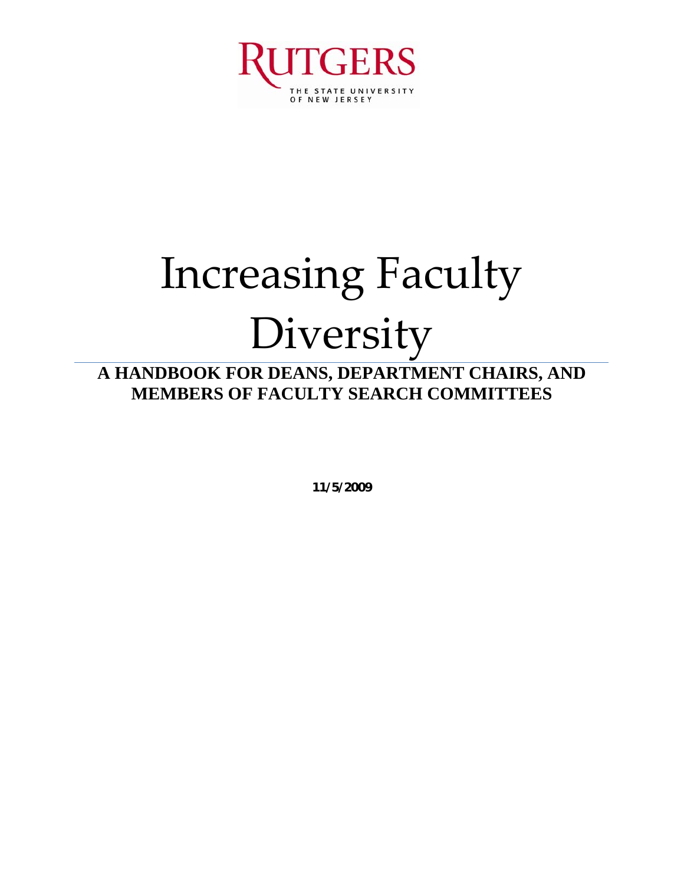RUTGERS

THE STATE UNIVERSITY OF NEW JERSEY

# Increasing Faculty Diversity

## A HANDBOOK FOR DEANS, DEPARTMENT CHAIRS, AND MEMBERS OF FACULTY SEARCH COMMITTEES

**11/5/2009**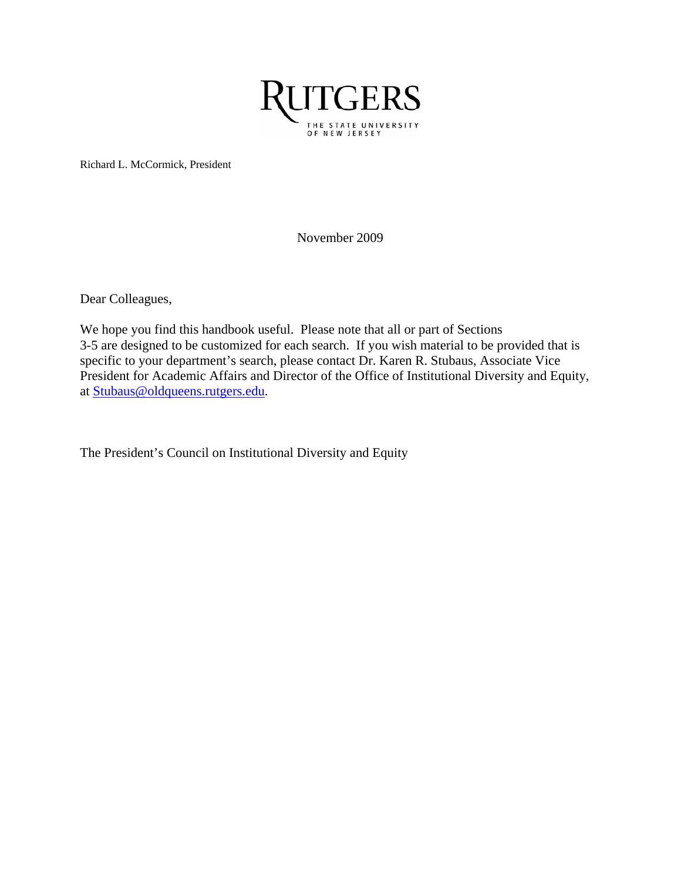RUTGERS

THE STATE UNIVERSITY OF NEW JERSEY

Richard L. McCormick, President

November 2009

Dear Colleagues,

We hope you find this handbook useful. Please note that all or part of Sections 3-5 are designed to be customized for each search. If you wish material to be provided that is specific to your department's search, please contact Dr. Karen R. Stubaus, Associate Vice President for Academic Affairs and Director of the Office of Institutional Diversity and Equity, at Stubaus@oldqueens.rutgers.edu.

The President's Council on Institutional Diversity and Equity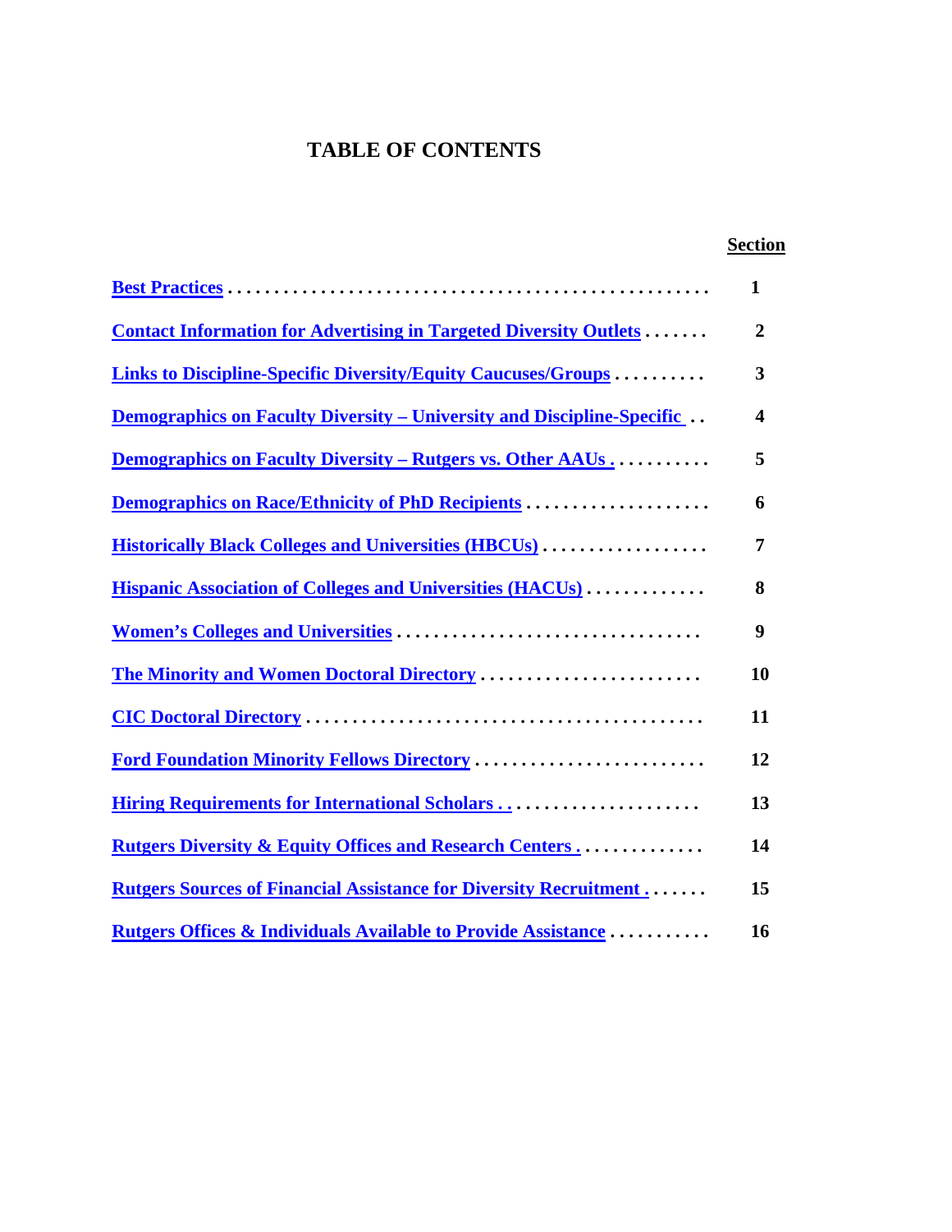# TABLE OF CONTENTS

| | Section |
|---|---|
| Best Practices | 1 |
| Contact Information for Advertising in Targeted Diversity Outlets | 2 |
| Links to Discipline-Specific Diversity/Equity Caucuses/Groups | 3 |
| Demographics on Faculty Diversity – University and Discipline-Specific | 4 |
| Demographics on Faculty Diversity – Rutgers vs. Other AAUs | 5 |
| Demographics on Race/Ethnicity of PhD Recipients | 6 |
| Historically Black Colleges and Universities (HBCUs) | 7 |
| Hispanic Association of Colleges and Universities (HACUs) | 8 |
| Women's Colleges and Universities | 9 |
| The Minority and Women Doctoral Directory | 10 |
| CIC Doctoral Directory | 11 |
| Ford Foundation Minority Fellows Directory | 12 |
| Hiring Requirements for International Scholars | 13 |
| Rutgers Diversity & Equity Offices and Research Centers | 14 |
| Rutgers Sources of Financial Assistance for Diversity Recruitment | 15 |
| Rutgers Offices & Individuals Available to Provide Assistance | 16 |